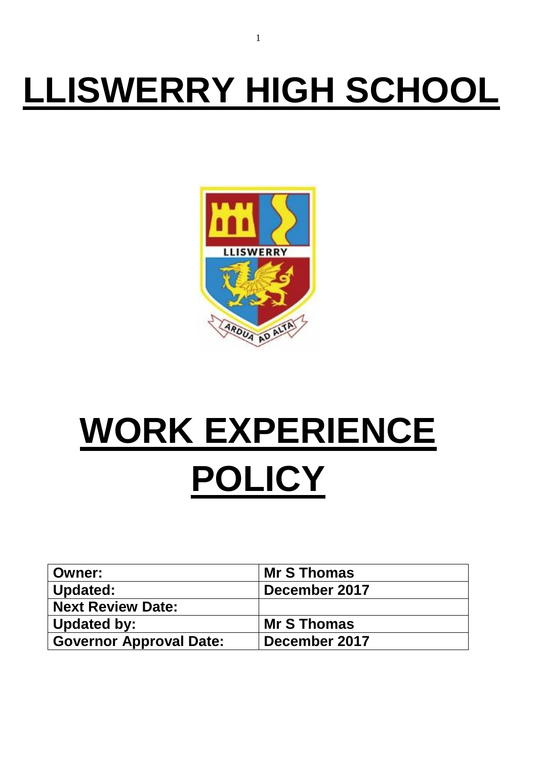# LLISWERRY HIGH SCHOOL

# WORK EXPERIENCE POLICY

| Owner: | Mr S Thomas |
|---|---|
| Updated: | December 2017 |
| Next Review Date: | |
| Updated by: | Mr S Thomas |
| Governor Approval Date: | December 2017 |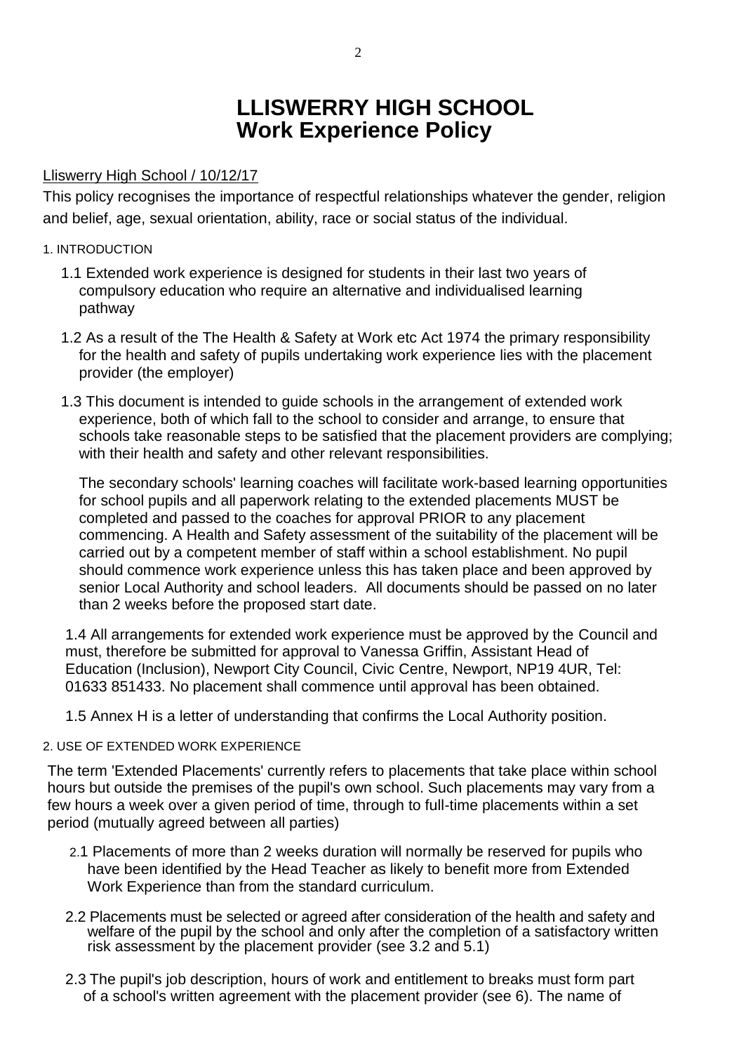# LLISWERRY HIGH SCHOOL
# Work Experience Policy

Lliswerry High School / 10/12/17

This policy recognises the importance of respectful relationships whatever the gender, religion and belief, age, sexual orientation, ability, race or social status of the individual.

## 1. INTRODUCTION

1.1 Extended work experience is designed for students in their last two years of compulsory education who require an alternative and individualised learning pathway

1.2 As a result of the The Health & Safety at Work etc Act 1974 the primary responsibility for the health and safety of pupils undertaking work experience lies with the placement provider (the employer)

1.3 This document is intended to guide schools in the arrangement of extended work experience, both of which fall to the school to consider and arrange, to ensure that schools take reasonable steps to be satisfied that the placement providers are complying; with their health and safety and other relevant responsibilities.

The secondary schools' learning coaches will facilitate work-based learning opportunities for school pupils and all paperwork relating to the extended placements MUST be completed and passed to the coaches for approval PRIOR to any placement commencing. A Health and Safety assessment of the suitability of the placement will be carried out by a competent member of staff within a school establishment. No pupil should commence work experience unless this has taken place and been approved by senior Local Authority and school leaders. All documents should be passed on no later than 2 weeks before the proposed start date.

1.4 All arrangements for extended work experience must be approved by the Council and must, therefore be submitted for approval to Vanessa Griffin, Assistant Head of Education (Inclusion), Newport City Council, Civic Centre, Newport, NP19 4UR, Tel: 01633 851433. No placement shall commence until approval has been obtained.

1.5 Annex H is a letter of understanding that confirms the Local Authority position.

## 2. USE OF EXTENDED WORK EXPERIENCE

The term 'Extended Placements' currently refers to placements that take place within school hours but outside the premises of the pupil's own school. Such placements may vary from a few hours a week over a given period of time, through to full-time placements within a set period (mutually agreed between all parties)

2.1 Placements of more than 2 weeks duration will normally be reserved for pupils who have been identified by the Head Teacher as likely to benefit more from Extended Work Experience than from the standard curriculum.

2.2 Placements must be selected or agreed after consideration of the health and safety and welfare of the pupil by the school and only after the completion of a satisfactory written risk assessment by the placement provider (see 3.2 and 5.1)

2.3 The pupil's job description, hours of work and entitlement to breaks must form part of a school's written agreement with the placement provider (see 6). The name of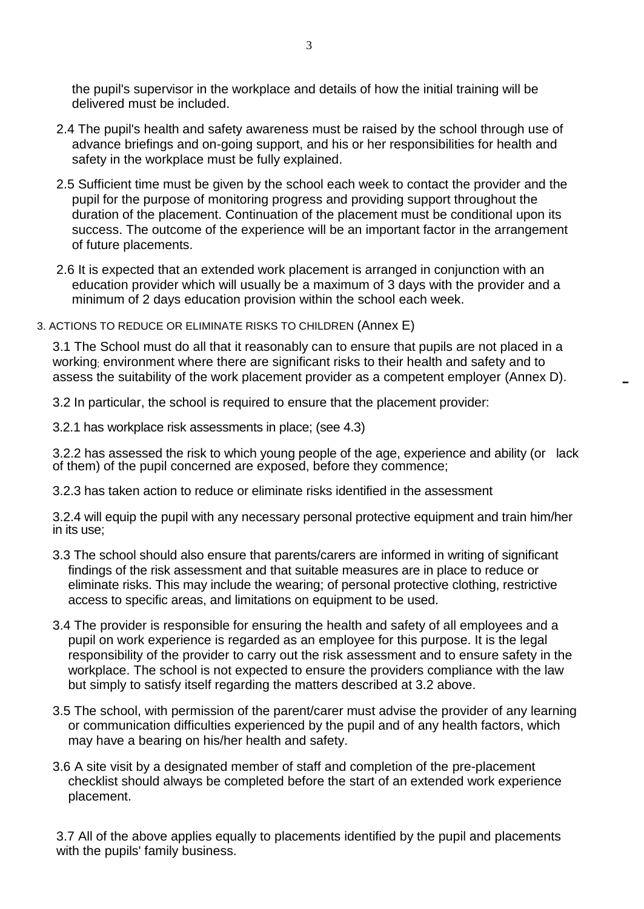the pupil's supervisor in the workplace and details of how the initial training will be delivered must be included.

2.4 The pupil's health and safety awareness must be raised by the school through use of advance briefings and on-going support, and his or her responsibilities for health and safety in the workplace must be fully explained.

2.5 Sufficient time must be given by the school each week to contact the provider and the pupil for the purpose of monitoring progress and providing support throughout the duration of the placement. Continuation of the placement must be conditional upon its success. The outcome of the experience will be an important factor in the arrangement of future placements.

2.6 It is expected that an extended work placement is arranged in conjunction with an education provider which will usually be a maximum of 3 days with the provider and a minimum of 2 days education provision within the school each week.

## 3. ACTIONS TO REDUCE OR ELIMINATE RISKS TO CHILDREN (Annex E)

3.1 The School must do all that it reasonably can to ensure that pupils are not placed in a working; environment where there are significant risks to their health and safety and to assess the suitability of the work placement provider as a competent employer (Annex D).

3.2 In particular, the school is required to ensure that the placement provider:

3.2.1 has workplace risk assessments in place; (see 4.3)

3.2.2 has assessed the risk to which young people of the age, experience and ability (or lack of them) of the pupil concerned are exposed, before they commence;

3.2.3 has taken action to reduce or eliminate risks identified in the assessment

3.2.4 will equip the pupil with any necessary personal protective equipment and train him/her in its use;

3.3 The school should also ensure that parents/carers are informed in writing of significant findings of the risk assessment and that suitable measures are in place to reduce or eliminate risks. This may include the wearing; of personal protective clothing, restrictive access to specific areas, and limitations on equipment to be used.

3.4 The provider is responsible for ensuring the health and safety of all employees and a pupil on work experience is regarded as an employee for this purpose. It is the legal responsibility of the provider to carry out the risk assessment and to ensure safety in the workplace. The school is not expected to ensure the providers compliance with the law but simply to satisfy itself regarding the matters described at 3.2 above.

3.5 The school, with permission of the parent/carer must advise the provider of any learning or communication difficulties experienced by the pupil and of any health factors, which may have a bearing on his/her health and safety.

3.6 A site visit by a designated member of staff and completion of the pre-placement checklist should always be completed before the start of an extended work experience placement.

3.7 All of the above applies equally to placements identified by the pupil and placements with the pupils' family business.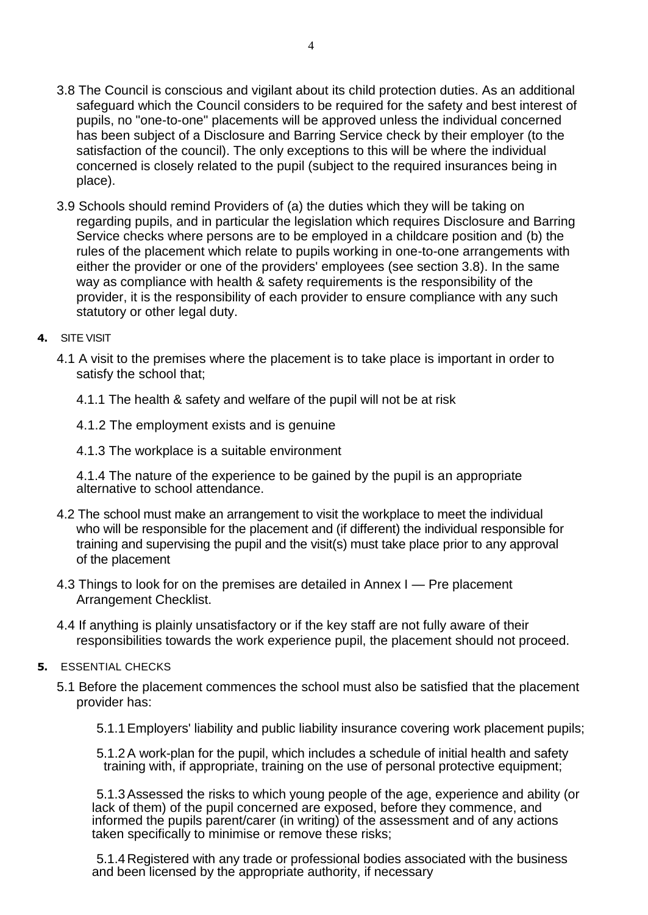3.8 The Council is conscious and vigilant about its child protection duties. As an additional safeguard which the Council considers to be required for the safety and best interest of pupils, no "one-to-one" placements will be approved unless the individual concerned has been subject of a Disclosure and Barring Service check by their employer (to the satisfaction of the council). The only exceptions to this will be where the individual concerned is closely related to the pupil (subject to the required insurances being in place).

3.9 Schools should remind Providers of (a) the duties which they will be taking on regarding pupils, and in particular the legislation which requires Disclosure and Barring Service checks where persons are to be employed in a childcare position and (b) the rules of the placement which relate to pupils working in one-to-one arrangements with either the provider or one of the providers' employees (see section 3.8). In the same way as compliance with health & safety requirements is the responsibility of the provider, it is the responsibility of each provider to ensure compliance with any such statutory or other legal duty.

## 4. SITE VISIT

4.1 A visit to the premises where the placement is to take place is important in order to satisfy the school that;

4.1.1 The health & safety and welfare of the pupil will not be at risk

4.1.2 The employment exists and is genuine

4.1.3 The workplace is a suitable environment

4.1.4 The nature of the experience to be gained by the pupil is an appropriate alternative to school attendance.

4.2 The school must make an arrangement to visit the workplace to meet the individual who will be responsible for the placement and (if different) the individual responsible for training and supervising the pupil and the visit(s) must take place prior to any approval of the placement

4.3 Things to look for on the premises are detailed in Annex I — Pre placement Arrangement Checklist.

4.4 If anything is plainly unsatisfactory or if the key staff are not fully aware of their responsibilities towards the work experience pupil, the placement should not proceed.

## 5. ESSENTIAL CHECKS

5.1 Before the placement commences the school must also be satisfied that the placement provider has:

5.1.1 Employers' liability and public liability insurance covering work placement pupils;

5.1.2 A work-plan for the pupil, which includes a schedule of initial health and safety training with, if appropriate, training on the use of personal protective equipment;

5.1.3 Assessed the risks to which young people of the age, experience and ability (or lack of them) of the pupil concerned are exposed, before they commence, and informed the pupils parent/carer (in writing) of the assessment and of any actions taken specifically to minimise or remove these risks;

5.1.4 Registered with any trade or professional bodies associated with the business and been licensed by the appropriate authority, if necessary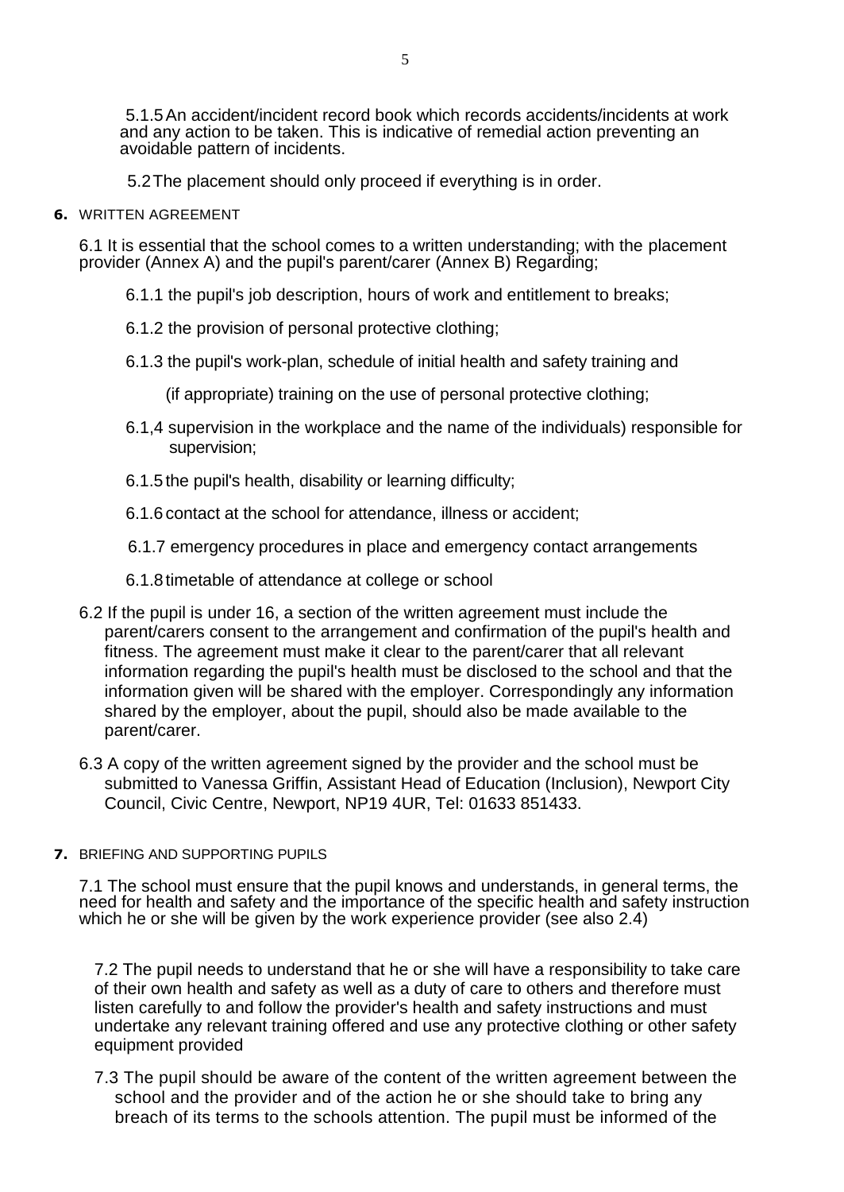5.1.5 An accident/incident record book which records accidents/incidents at work and any action to be taken. This is indicative of remedial action preventing an avoidable pattern of incidents.

5.2 The placement should only proceed if everything is in order.

## 6. WRITTEN AGREEMENT

6.1 It is essential that the school comes to a written understanding; with the placement provider (Annex A) and the pupil's parent/carer (Annex B) Regarding;

6.1.1 the pupil's job description, hours of work and entitlement to breaks;

6.1.2 the provision of personal protective clothing;

6.1.3 the pupil's work-plan, schedule of initial health and safety training and (if appropriate) training on the use of personal protective clothing;

6.1,4 supervision in the workplace and the name of the individuals) responsible for supervision;

6.1.5 the pupil's health, disability or learning difficulty;

6.1.6 contact at the school for attendance, illness or accident;

6.1.7 emergency procedures in place and emergency contact arrangements

6.1.8 timetable of attendance at college or school

6.2 If the pupil is under 16, a section of the written agreement must include the parent/carers consent to the arrangement and confirmation of the pupil's health and fitness. The agreement must make it clear to the parent/carer that all relevant information regarding the pupil's health must be disclosed to the school and that the information given will be shared with the employer. Correspondingly any information shared by the employer, about the pupil, should also be made available to the parent/carer.

6.3 A copy of the written agreement signed by the provider and the school must be submitted to Vanessa Griffin, Assistant Head of Education (Inclusion), Newport City Council, Civic Centre, Newport, NP19 4UR, Tel: 01633 851433.

## 7. BRIEFING AND SUPPORTING PUPILS

7.1 The school must ensure that the pupil knows and understands, in general terms, the need for health and safety and the importance of the specific health and safety instruction which he or she will be given by the work experience provider (see also 2.4)

7.2 The pupil needs to understand that he or she will have a responsibility to take care of their own health and safety as well as a duty of care to others and therefore must listen carefully to and follow the provider's health and safety instructions and must undertake any relevant training offered and use any protective clothing or other safety equipment provided

7.3 The pupil should be aware of the content of the written agreement between the school and the provider and of the action he or she should take to bring any breach of its terms to the schools attention. The pupil must be informed of the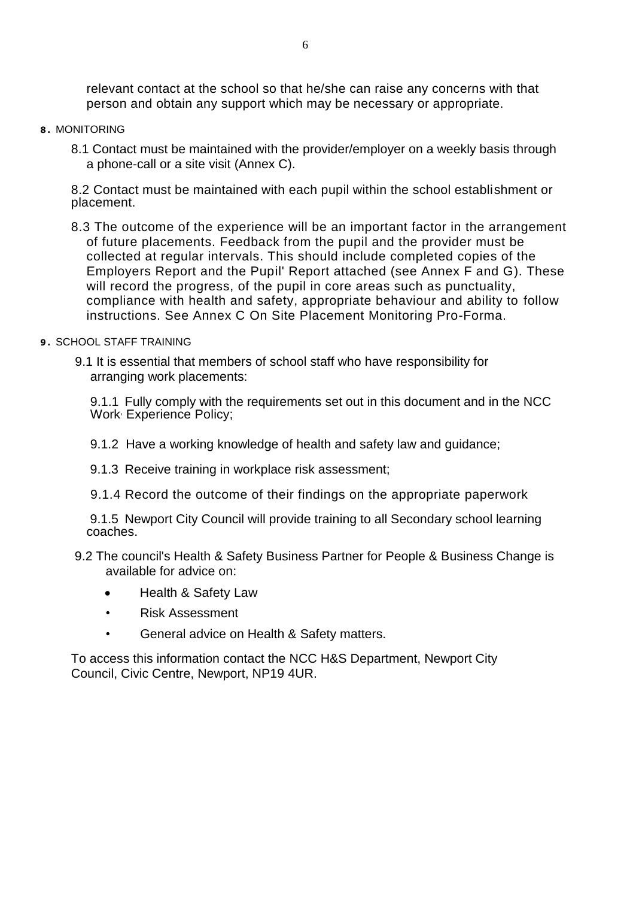relevant contact at the school so that he/she can raise any concerns with that person and obtain any support which may be necessary or appropriate.

## 8. MONITORING

8.1 Contact must be maintained with the provider/employer on a weekly basis through a phone-call or a site visit (Annex C).

8.2 Contact must be maintained with each pupil within the school establishment or placement.

8.3 The outcome of the experience will be an important factor in the arrangement of future placements. Feedback from the pupil and the provider must be collected at regular intervals. This should include completed copies of the Employers Report and the Pupil' Report attached (see Annex F and G). These will record the progress, of the pupil in core areas such as punctuality, compliance with health and safety, appropriate behaviour and ability to follow instructions. See Annex C On Site Placement Monitoring Pro-Forma.

## 9. SCHOOL STAFF TRAINING

9.1 It is essential that members of school staff who have responsibility for arranging work placements:

9.1.1 Fully comply with the requirements set out in this document and in the NCC Work Experience Policy;

9.1.2 Have a working knowledge of health and safety law and guidance;

9.1.3 Receive training in workplace risk assessment;

9.1.4 Record the outcome of their findings on the appropriate paperwork

9.1.5 Newport City Council will provide training to all Secondary school learning coaches.

9.2 The council's Health & Safety Business Partner for People & Business Change is available for advice on:

- Health & Safety Law
- Risk Assessment
- General advice on Health & Safety matters.

To access this information contact the NCC H&S Department, Newport City Council, Civic Centre, Newport, NP19 4UR.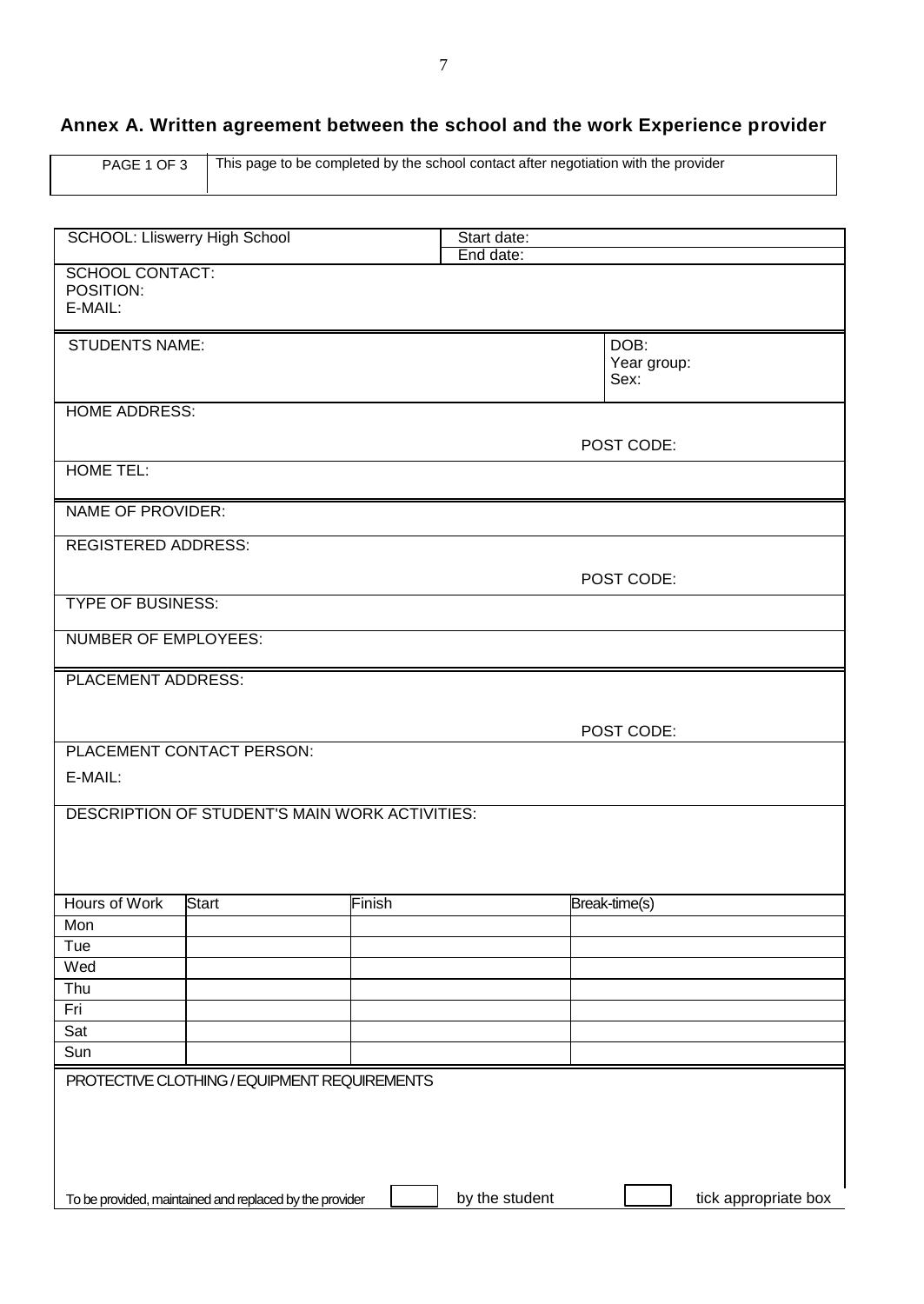## Annex A. Written agreement between the school and the work Experience provider

| PAGE 1 OF 3 | This page to be completed by the school contact after negotiation with the provider |
|---|---|

| SCHOOL: Lliswerry High School | Start date:<br>End date: |
|---|---|
| SCHOOL CONTACT:<br>POSITION:<br>E-MAIL: | |

| STUDENTS NAME: | DOB:<br>Year group:<br>Sex: |
|---|---|
| HOME ADDRESS: | POST CODE: |
| HOME TEL: | |

| NAME OF PROVIDER: | |
|---|---|
| REGISTERED ADDRESS: | POST CODE: |
| TYPE OF BUSINESS: | |
| NUMBER OF EMPLOYEES: | |

| PLACEMENT ADDRESS: | POST CODE: |
|---|---|
| PLACEMENT CONTACT PERSON:<br>E-MAIL: | |
| DESCRIPTION OF STUDENT'S MAIN WORK ACTIVITIES: | |

| Hours of Work | Start | Finish | Break-time(s) |
|---|---|---|---|
| Mon | | | |
| Tue | | | |
| Wed | | | |
| Thu | | | |
| Fri | | | |
| Sat | | | |
| Sun | | | |

PROTECTIVE CLOTHING / EQUIPMENT REQUIREMENTS

To be provided, maintained and replaced by the provider ☐ by the student ☐ tick appropriate box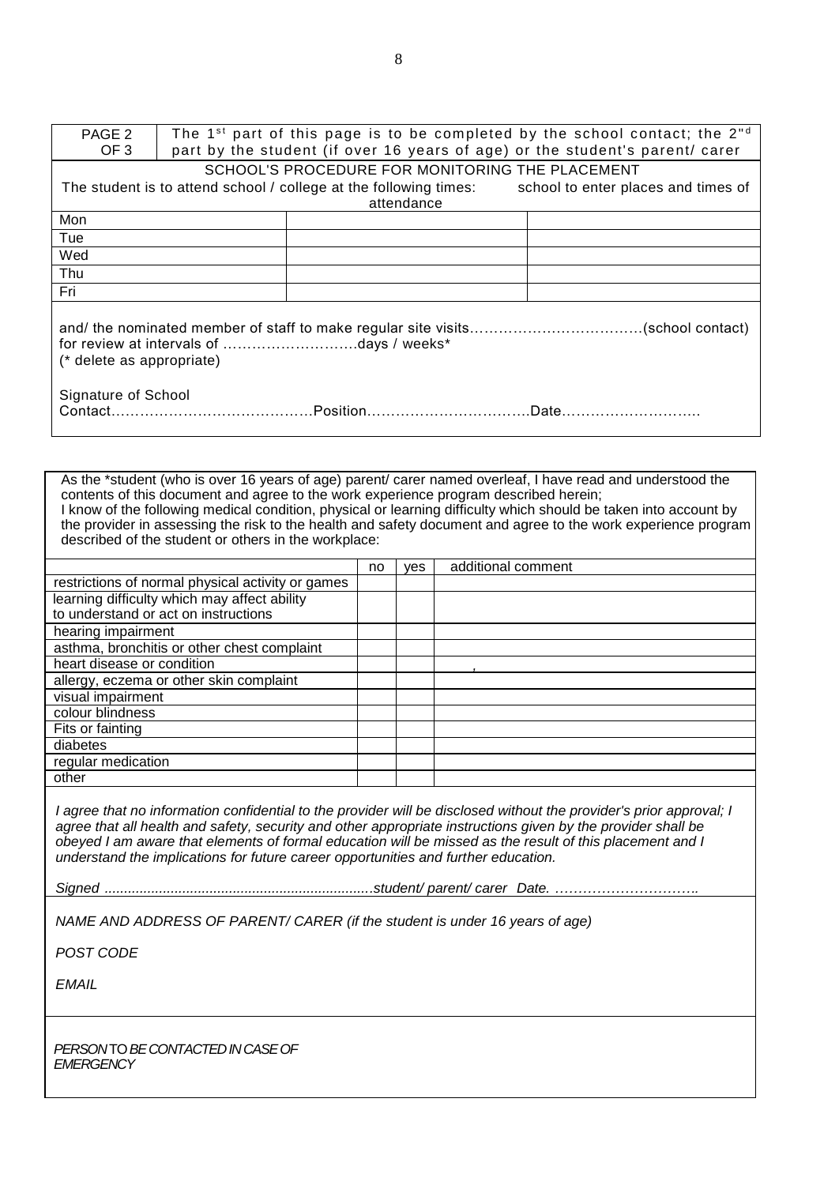| PAGE 2 OF 3 | The 1st part of this page is to be completed by the school contact; the 2nd part by the student (if over 16 years of age) or the student's parent/ carer |
|---|---|

**SCHOOL'S PROCEDURE FOR MONITORING THE PLACEMENT**

The student is to attend school / college at the following times: school to enter places and times of attendance

| | | |
|---|---|---|
| Mon | | |
| Tue | | |
| Wed | | |
| Thu | | |
| Fri | | |

and/ the nominated member of staff to make regular site visits……………………………….(school contact) for review at intervals of ……………………….days / weeks*
(* delete as appropriate)

Signature of School Contact……………………………………Position…………………………….Date………………………..

As the *student (who is over 16 years of age) parent/ carer named overleaf, I have read and understood the contents of this document and agree to the work experience program described herein;
I know of the following medical condition, physical or learning difficulty which should be taken into account by the provider in assessing the risk to the health and safety document and agree to the work experience program described of the student or others in the workplace:

| | no | yes | additional comment |
|---|---|---|---|
| restrictions of normal physical activity or games | | | |
| learning difficulty which may affect ability to understand or act on instructions | | | |
| hearing impairment | | | |
| asthma, bronchitis or other chest complaint | | | |
| heart disease or condition | | | , |
| allergy, eczema or other skin complaint | | | |
| visual impairment | | | |
| colour blindness | | | |
| Fits or fainting | | | |
| diabetes | | | |
| regular medication | | | |
| other | | | |

*I agree that no information confidential to the provider will be disclosed without the provider's prior approval; I agree that all health and safety, security and other appropriate instructions given by the provider shall be obeyed I am aware that elements of formal education will be missed as the result of this placement and I understand the implications for future career opportunities and further education.*

*Signed ....................................................................student/ parent/ carer Date. ………………………….*

*NAME AND ADDRESS OF PARENT/ CARER (if the student is under 16 years of age)*

*POST CODE*

*EMAIL*

*PERSON TO BE CONTACTED IN CASE OF EMERGENCY*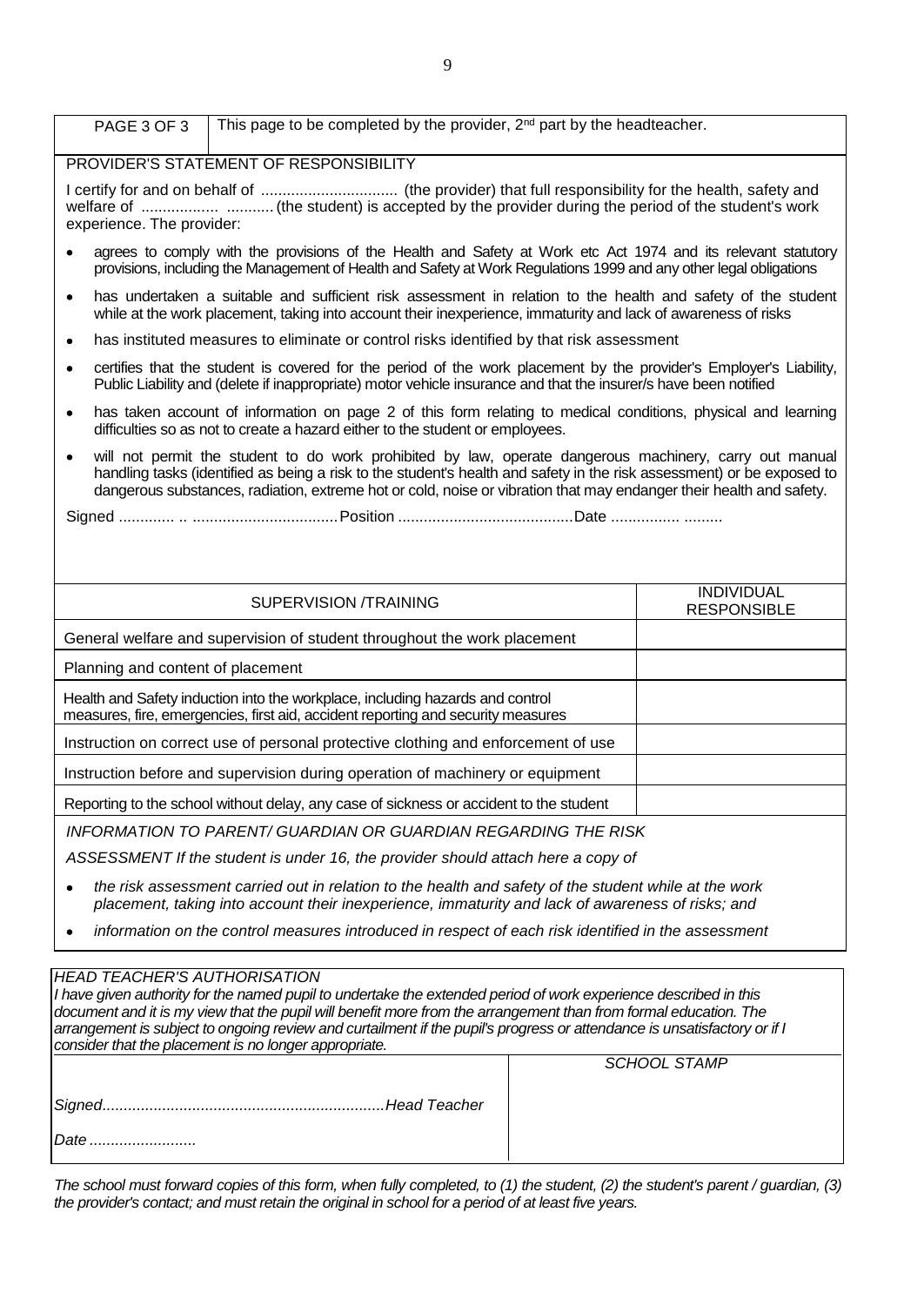| PAGE 3 OF 3 | This page to be completed by the provider, 2nd part by the headteacher. |
|---|---|

PROVIDER'S STATEMENT OF RESPONSIBILITY

I certify for and on behalf of ................................ (the provider) that full responsibility for the health, safety and welfare of .................. ........... (the student) is accepted by the provider during the period of the student's work experience. The provider:

- agrees to comply with the provisions of the Health and Safety at Work etc Act 1974 and its relevant statutory provisions, including the Management of Health and Safety at Work Regulations 1999 and any other legal obligations
- has undertaken a suitable and sufficient risk assessment in relation to the health and safety of the student while at the work placement, taking into account their inexperience, immaturity and lack of awareness of risks
- has instituted measures to eliminate or control risks identified by that risk assessment
- certifies that the student is covered for the period of the work placement by the provider's Employer's Liability, Public Liability and (delete if inappropriate) motor vehicle insurance and that the insurer/s have been notified
- has taken account of information on page 2 of this form relating to medical conditions, physical and learning difficulties so as not to create a hazard either to the student or employees.
- will not permit the student to do work prohibited by law, operate dangerous machinery, carry out manual handling tasks (identified as being a risk to the student's health and safety in the risk assessment) or be exposed to dangerous substances, radiation, extreme hot or cold, noise or vibration that may endanger their health and safety.

Signed ............. .. ..................................Position .........................................Date ................ .........

| SUPERVISION /TRAINING | INDIVIDUAL RESPONSIBLE |
|---|---|
| General welfare and supervision of student throughout the work placement | |
| Planning and content of placement | |
| Health and Safety induction into the workplace, including hazards and control measures, fire, emergencies, first aid, accident reporting and security measures | |
| Instruction on correct use of personal protective clothing and enforcement of use | |
| Instruction before and supervision during operation of machinery or equipment | |
| Reporting to the school without delay, any case of sickness or accident to the student | |

*INFORMATION TO PARENT/ GUARDIAN OR GUARDIAN REGARDING THE RISK ASSESSMENT If the student is under 16, the provider should attach here a copy of*

- *the risk assessment carried out in relation to the health and safety of the student while at the work placement, taking into account their inexperience, immaturity and lack of awareness of risks; and*
- *information on the control measures introduced in respect of each risk identified in the assessment*

*HEAD TEACHER'S AUTHORISATION*

*I have given authority for the named pupil to undertake the extended period of work experience described in this document and it is my view that the pupil will benefit more from the arrangement than from formal education. The arrangement is subject to ongoing review and curtailment if the pupil's progress or attendance is unsatisfactory or if I consider that the placement is no longer appropriate.*

| | *SCHOOL STAMP* |
|---|---|
| *Signed.................................................................Head Teacher* | |
| *Date .........................* | |

*The school must forward copies of this form, when fully completed, to (1) the student, (2) the student's parent / guardian, (3) the provider's contact; and must retain the original in school for a period of at least five years.*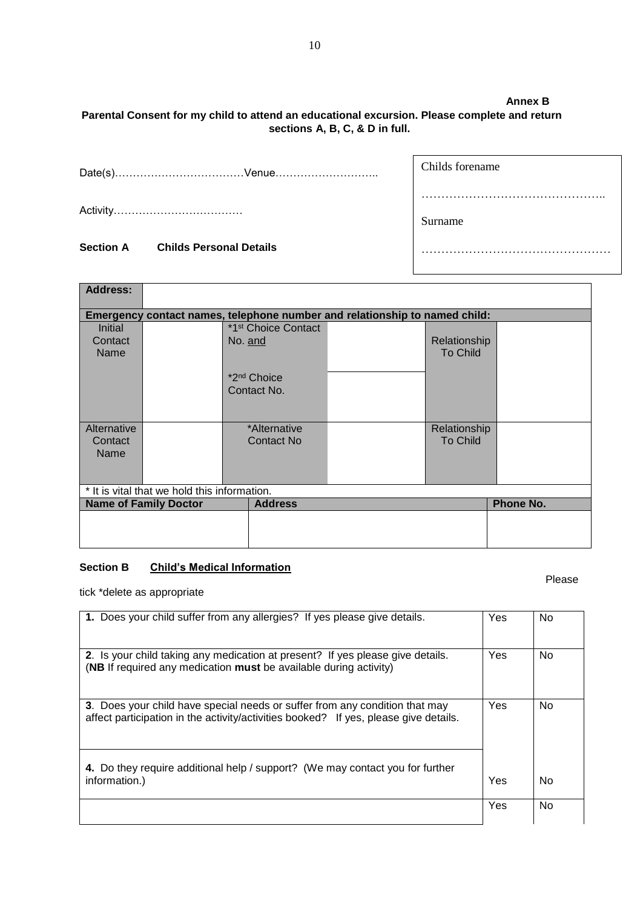**Annex B**

**Parental Consent for my child to attend an educational excursion. Please complete and return sections A, B, C, & D in full.**

Date(s)………………………………Venue………………………..

Activity………………………………

| Childs forename |
|---|
| ……………………………………….. |
| Surname |
| ………………………………………… |

**Section A Childs Personal Details**

| **Address:** | | | | | |
|---|---|---|---|---|---|
| **Emergency contact names, telephone number and relationship to named child:** | | | | | |
| Initial Contact Name | | *1st Choice Contact No. and | | Relationship To Child | |
| | | *2nd Choice Contact No. | | | |
| Alternative Contact Name | | *Alternative Contact No | | Relationship To Child | |
| * It is vital that we hold this information. | | | | | |

| **Name of Family Doctor** | **Address** | **Phone No.** |
|---|---|---|
| | | |

**Section B <u>Child's Medical Information</u>**

Please tick *delete as appropriate

| | | |
|---|---|---|
| **1.** Does your child suffer from any allergies? If yes please give details. | Yes | No |
| **2**. Is your child taking any medication at present? If yes please give details. (**NB** If required any medication **must** be available during activity) | Yes | No |
| **3**. Does your child have special needs or suffer from any condition that may affect participation in the activity/activities booked? If yes, please give details. | Yes | No |
| **4.** Do they require additional help / support? (We may contact you for further information.) | Yes | No |
| | Yes | No |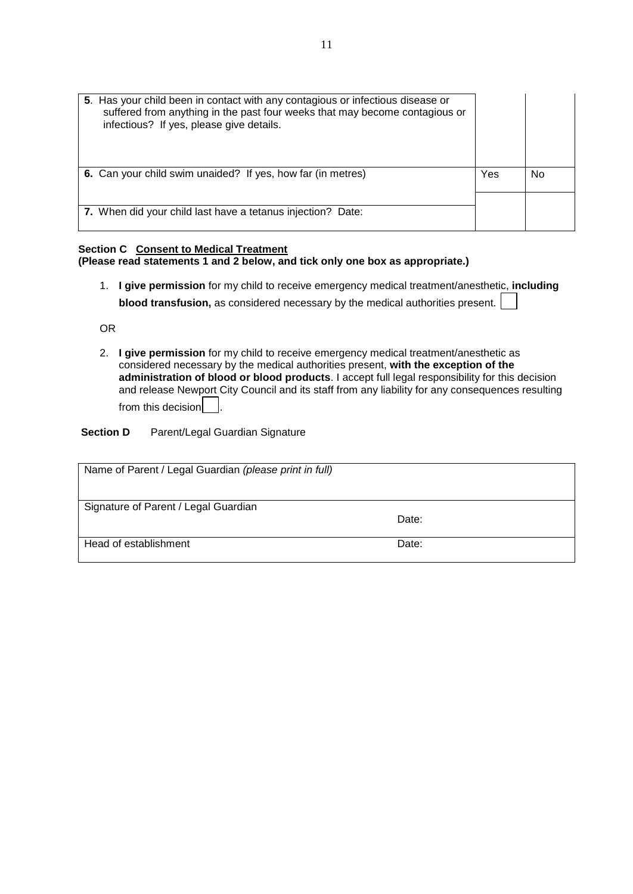| | | |
|---|---|---|
| **5**. Has your child been in contact with any contagious or infectious disease or suffered from anything in the past four weeks that may become contagious or infectious? If yes, please give details. | | |
| **6.** Can your child swim unaided? If yes, how far (in metres) | Yes | No |
| **7.** When did your child last have a tetanus injection? Date: | | |

**Section C Consent to Medical Treatment**
**(Please read statements 1 and 2 below, and tick only one box as appropriate.)**

1. **I give permission** for my child to receive emergency medical treatment/anesthetic, **including blood transfusion,** as considered necessary by the medical authorities present. ☐

OR

2. **I give permission** for my child to receive emergency medical treatment/anesthetic as considered necessary by the medical authorities present, **with the exception of the administration of blood or blood products**. I accept full legal responsibility for this decision and release Newport City Council and its staff from any liability for any consequences resulting from this decision ☐.

**Section D** Parent/Legal Guardian Signature

| | |
|---|---|
| Name of Parent / Legal Guardian *(please print in full)* | |
| Signature of Parent / Legal Guardian | Date: |
| Head of establishment | Date: |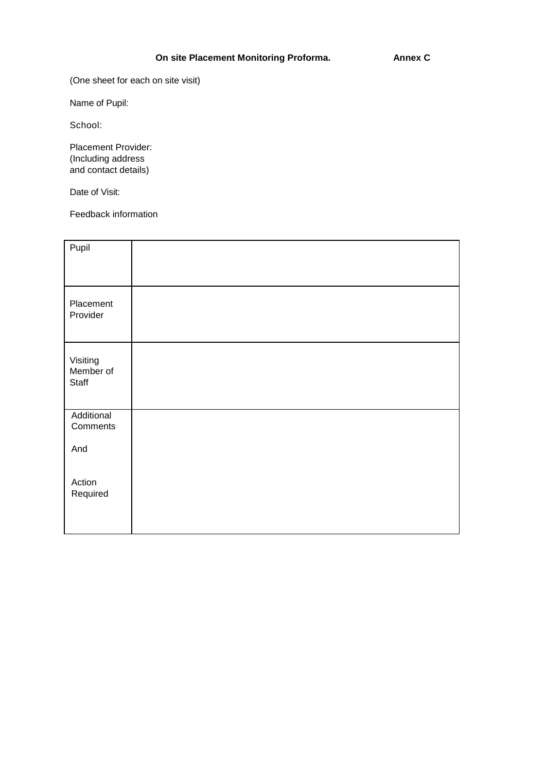**On site Placement Monitoring Proforma.** **Annex C**

(One sheet for each on site visit)

Name of Pupil:

School:

Placement Provider:
(Including address
and contact details)

Date of Visit:

Feedback information

| | |
|---|---|
| Pupil | |
| Placement Provider | |
| Visiting Member of Staff | |
| Additional Comments<br><br>And<br><br>Action Required | |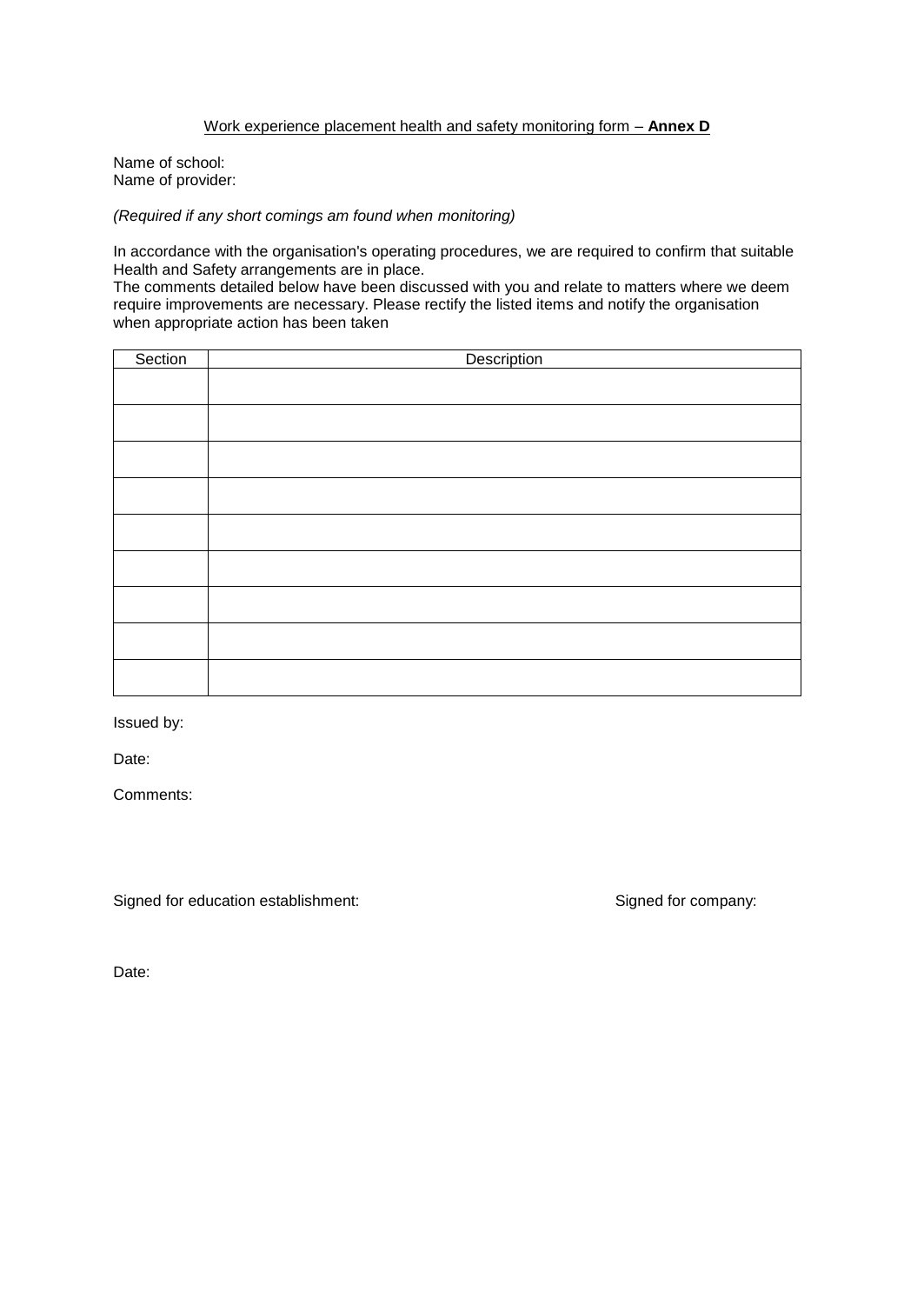Work experience placement health and safety monitoring form – **Annex D**

Name of school:
Name of provider:

*(Required if any short comings am found when monitoring)*

In accordance with the organisation's operating procedures, we are required to confirm that suitable Health and Safety arrangements are in place.
The comments detailed below have been discussed with you and relate to matters where we deem require improvements are necessary. Please rectify the listed items and notify the organisation when appropriate action has been taken

| Section | Description |
|---|---|
| | |
| | |
| | |
| | |
| | |
| | |
| | |
| | |
| | |

Issued by:

Date:

Comments:

Signed for education establishment:

Signed for company:

Date: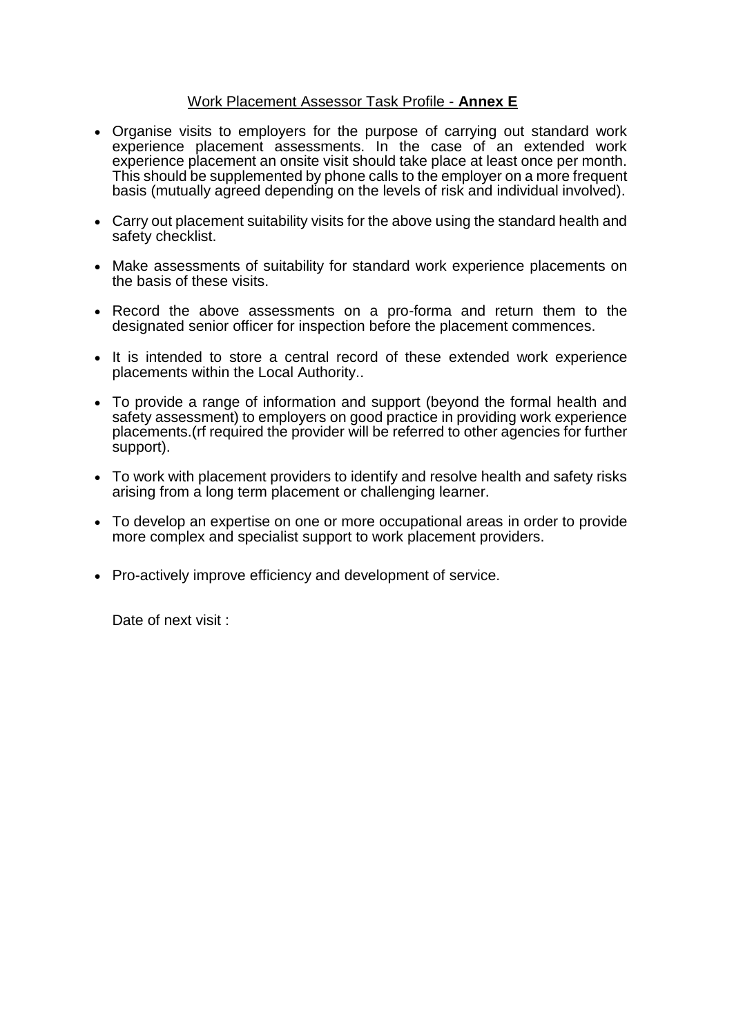## Work Placement Assessor Task Profile - **Annex E**

- Organise visits to employers for the purpose of carrying out standard work experience placement assessments. In the case of an extended work experience placement an onsite visit should take place at least once per month. This should be supplemented by phone calls to the employer on a more frequent basis (mutually agreed depending on the levels of risk and individual involved).

- Carry out placement suitability visits for the above using the standard health and safety checklist.

- Make assessments of suitability for standard work experience placements on the basis of these visits.

- Record the above assessments on a pro-forma and return them to the designated senior officer for inspection before the placement commences.

- It is intended to store a central record of these extended work experience placements within the Local Authority..

- To provide a range of information and support (beyond the formal health and safety assessment) to employers on good practice in providing work experience placements.(rf required the provider will be referred to other agencies for further support).

- To work with placement providers to identify and resolve health and safety risks arising from a long term placement or challenging learner.

- To develop an expertise on one or more occupational areas in order to provide more complex and specialist support to work placement providers.

- Pro-actively improve efficiency and development of service.

Date of next visit :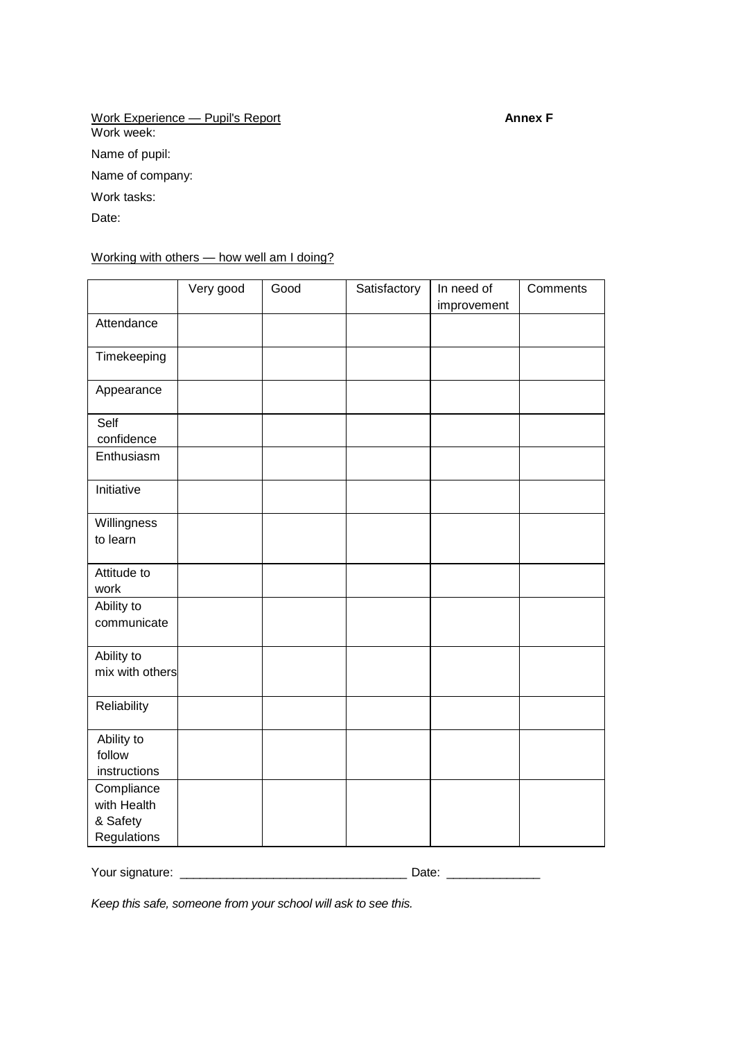Work Experience — Pupil's Report **Annex F**

Work week:

Name of pupil:

Name of company:

Work tasks:

Date:

Working with others — how well am I doing?

| | Very good | Good | Satisfactory | In need of improvement | Comments |
|---|---|---|---|---|---|
| Attendance | | | | | |
| Timekeeping | | | | | |
| Appearance | | | | | |
| Self confidence | | | | | |
| Enthusiasm | | | | | |
| Initiative | | | | | |
| Willingness to learn | | | | | |
| Attitude to work | | | | | |
| Ability to communicate | | | | | |
| Ability to mix with others | | | | | |
| Reliability | | | | | |
| Ability to follow instructions | | | | | |
| Compliance with Health & Safety Regulations | | | | | |

Your signature: _________________________________ Date: ______________

*Keep this safe, someone from your school will ask to see this.*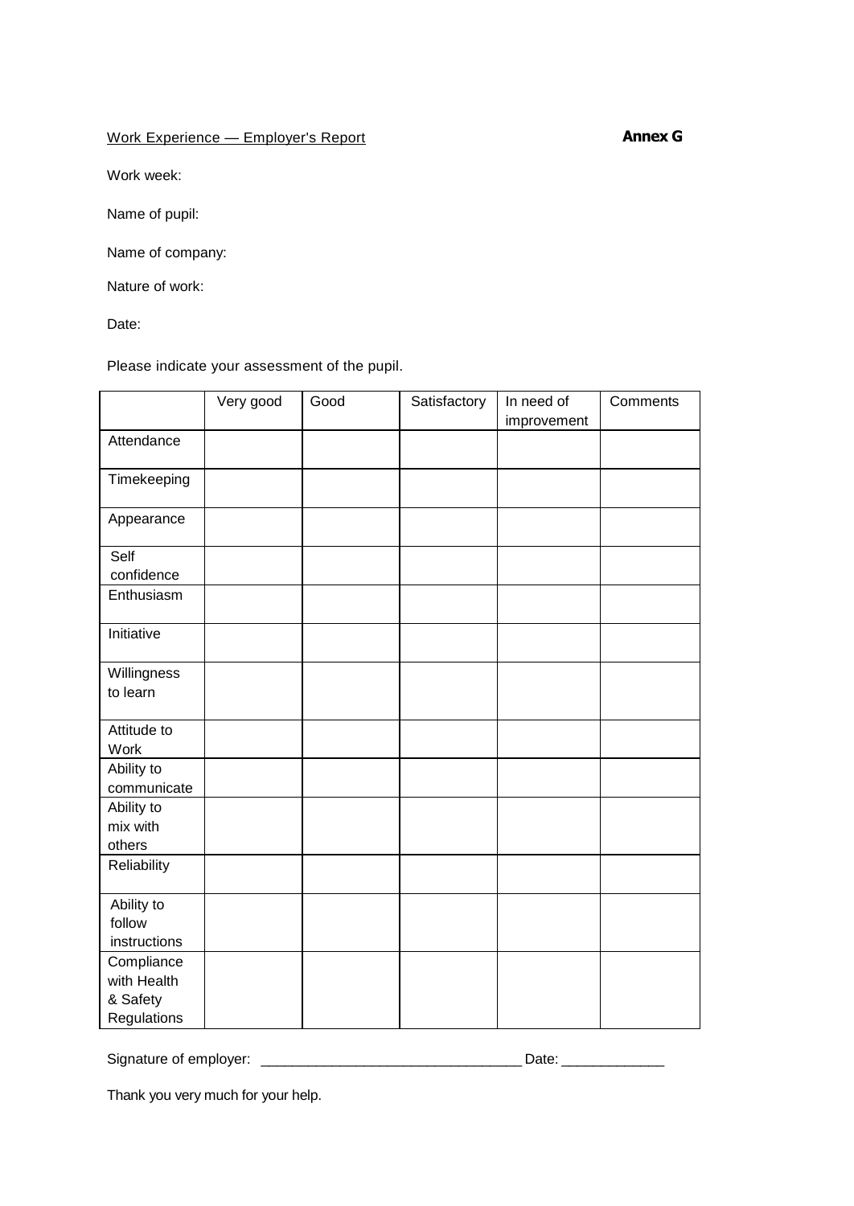Work Experience — Employer's Report **Annex G**

Work week:

Name of pupil:

Name of company:

Nature of work:

Date:

Please indicate your assessment of the pupil.

| | Very good | Good | Satisfactory | In need of improvement | Comments |
|---|---|---|---|---|---|
| Attendance | | | | | |
| Timekeeping | | | | | |
| Appearance | | | | | |
| Self confidence | | | | | |
| Enthusiasm | | | | | |
| Initiative | | | | | |
| Willingness to learn | | | | | |
| Attitude to Work | | | | | |
| Ability to communicate | | | | | |
| Ability to mix with others | | | | | |
| Reliability | | | | | |
| Ability to follow instructions | | | | | |
| Compliance with Health & Safety Regulations | | | | | |

Signature of employer: ________________________________ Date: _____________

Thank you very much for your help.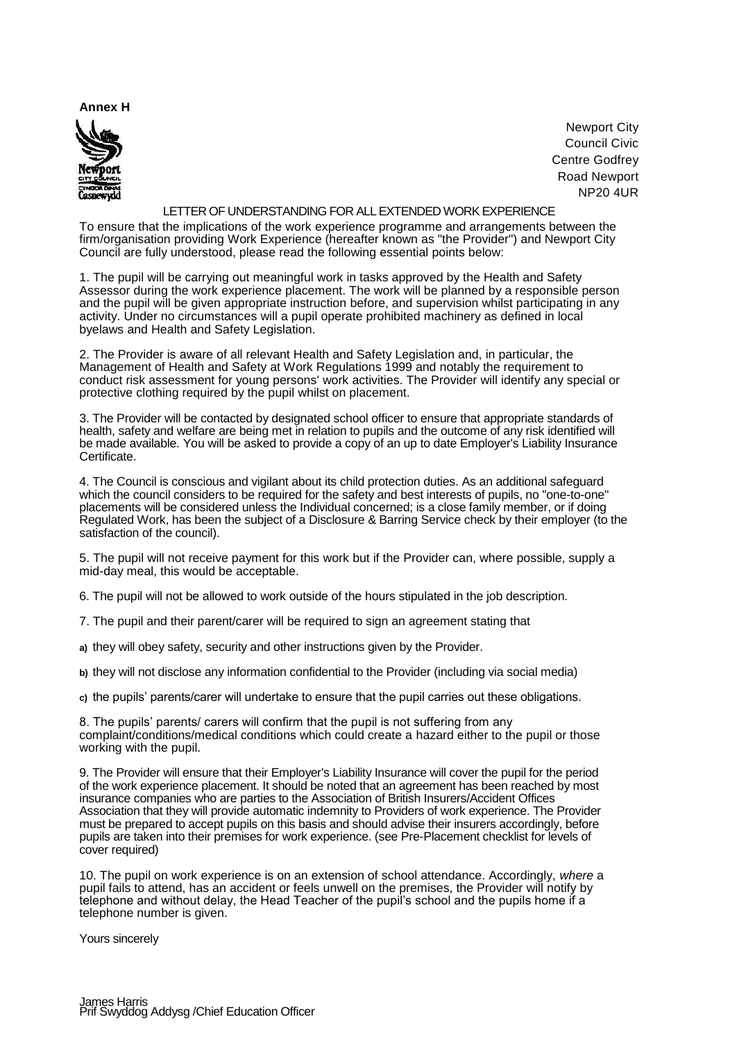**Annex H**

Newport City
Council Civic
Centre Godfrey
Road Newport
NP20 4UR

LETTER OF UNDERSTANDING FOR ALL EXTENDED WORK EXPERIENCE

To ensure that the implications of the work experience programme and arrangements between the firm/organisation providing Work Experience (hereafter known as "the Provider") and Newport City Council are fully understood, please read the following essential points below:

1. The pupil will be carrying out meaningful work in tasks approved by the Health and Safety Assessor during the work experience placement. The work will be planned by a responsible person and the pupil will be given appropriate instruction before, and supervision whilst participating in any activity. Under no circumstances will a pupil operate prohibited machinery as defined in local byelaws and Health and Safety Legislation.

2. The Provider is aware of all relevant Health and Safety Legislation and, in particular, the Management of Health and Safety at Work Regulations 1999 and notably the requirement to conduct risk assessment for young persons' work activities. The Provider will identify any special or protective clothing required by the pupil whilst on placement.

3. The Provider will be contacted by designated school officer to ensure that appropriate standards of health, safety and welfare are being met in relation to pupils and the outcome of any risk identified will be made available. You will be asked to provide a copy of an up to date Employer's Liability Insurance Certificate.

4. The Council is conscious and vigilant about its child protection duties. As an additional safeguard which the council considers to be required for the safety and best interests of pupils, no "one-to-one" placements will be considered unless the Individual concerned; is a close family member, or if doing Regulated Work, has been the subject of a Disclosure & Barring Service check by their employer (to the satisfaction of the council).

5. The pupil will not receive payment for this work but if the Provider can, where possible, supply a mid-day meal, this would be acceptable.

6. The pupil will not be allowed to work outside of the hours stipulated in the job description.

7. The pupil and their parent/carer will be required to sign an agreement stating that

a) they will obey safety, security and other instructions given by the Provider.

b) they will not disclose any information confidential to the Provider (including via social media)

c) the pupils' parents/carer will undertake to ensure that the pupil carries out these obligations.

8. The pupils' parents/ carers will confirm that the pupil is not suffering from any complaint/conditions/medical conditions which could create a hazard either to the pupil or those working with the pupil.

9. The Provider will ensure that their Employer's Liability Insurance will cover the pupil for the period of the work experience placement. It should be noted that an agreement has been reached by most insurance companies who are parties to the Association of British Insurers/Accident Offices Association that they will provide automatic indemnity to Providers of work experience. The Provider must be prepared to accept pupils on this basis and should advise their insurers accordingly, before pupils are taken into their premises for work experience. (see Pre-Placement checklist for levels of cover required)

10. The pupil on work experience is on an extension of school attendance. Accordingly, *where* a pupil fails to attend, has an accident or feels unwell on the premises, the Provider will notify by telephone and without delay, the Head Teacher of the pupil's school and the pupils home if a telephone number is given.

Yours sincerely

James Harris
Prif Swyddog Addysg /Chief Education Officer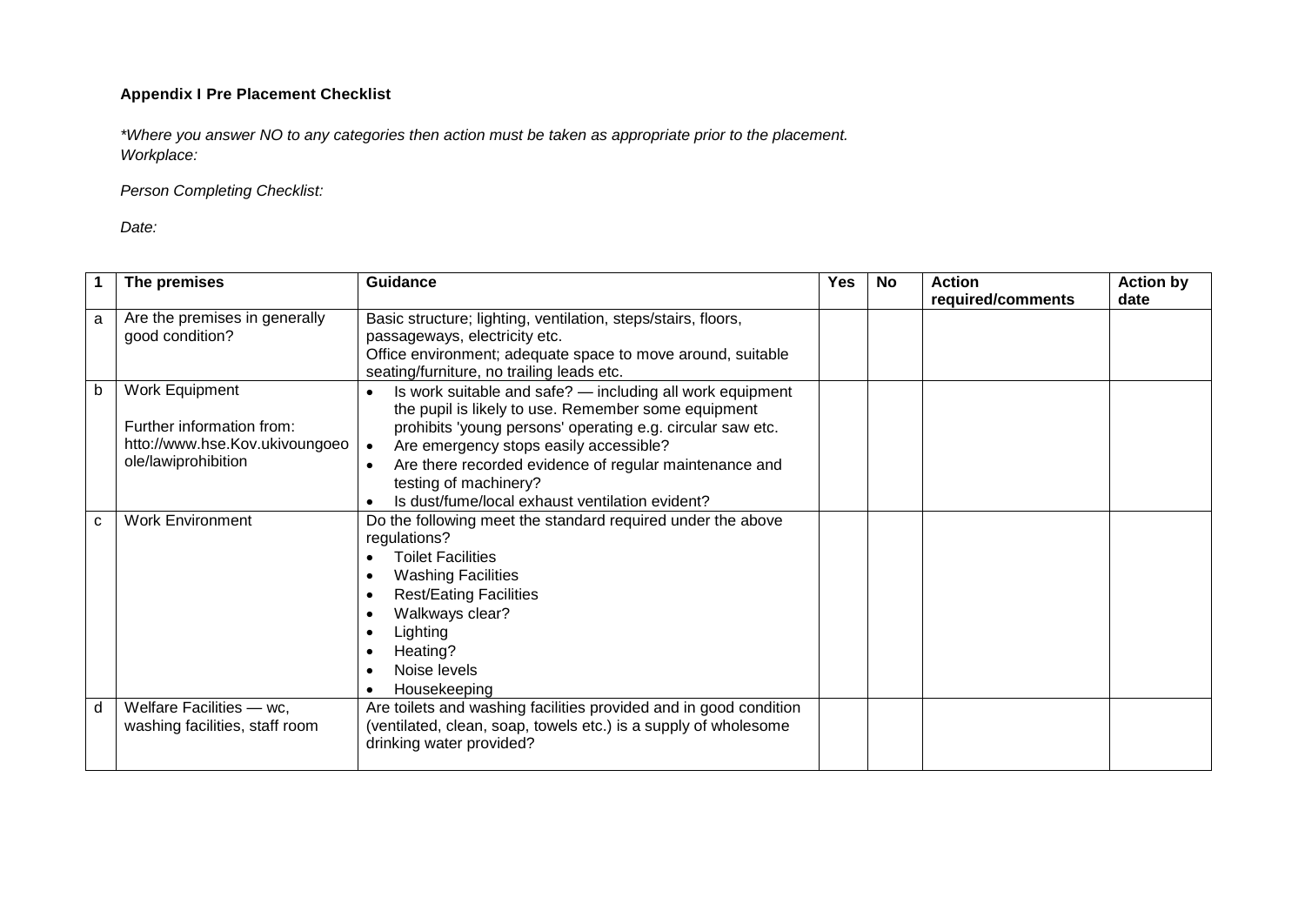**Appendix I Pre Placement Checklist**

*\*Where you answer NO to any categories then action must be taken as appropriate prior to the placement.*
*Workplace:*

*Person Completing Checklist:*

*Date:*

| 1 | The premises | Guidance | Yes | No | Action required/comments | Action by date |
|---|---|---|---|---|---|---|
| a | Are the premises in generally good condition? | Basic structure; lighting, ventilation, steps/stairs, floors, passageways, electricity etc.<br>Office environment; adequate space to move around, suitable seating/furniture, no trailing leads etc. | | | | |
| b | Work Equipment<br><br>Further information from: htto://www.hse.Kov.ukivoungoeo ole/lawiprohibition | • Is work suitable and safe? — including all work equipment the pupil is likely to use. Remember some equipment prohibits 'young persons' operating e.g. circular saw etc.<br>• Are emergency stops easily accessible?<br>• Are there recorded evidence of regular maintenance and testing of machinery?<br>• Is dust/fume/local exhaust ventilation evident? | | | | |
| c | Work Environment | Do the following meet the standard required under the above regulations?<br>• Toilet Facilities<br>• Washing Facilities<br>• Rest/Eating Facilities<br>• Walkways clear?<br>• Lighting<br>• Heating?<br>• Noise levels<br>• Housekeeping | | | | |
| d | Welfare Facilities — wc, washing facilities, staff room | Are toilets and washing facilities provided and in good condition (ventilated, clean, soap, towels etc.) is a supply of wholesome drinking water provided? | | | | |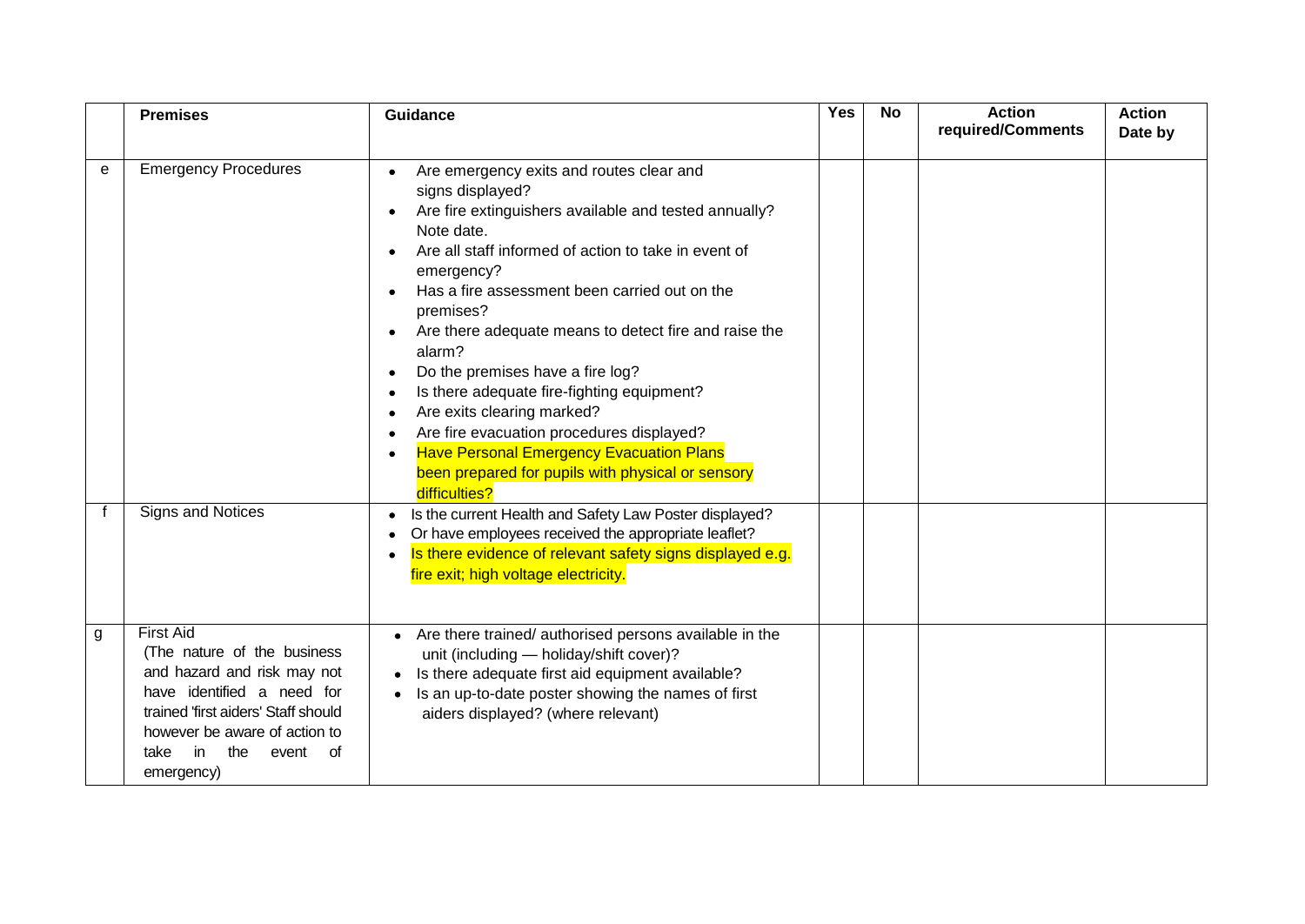|  | Premises | Guidance | Yes | No | Action required/Comments | Action Date by |
|---|---|---|---|---|---|---|
| e | Emergency Procedures | • Are emergency exits and routes clear and signs displayed?<br>• Are fire extinguishers available and tested annually? Note date.<br>• Are all staff informed of action to take in event of emergency?<br>• Has a fire assessment been carried out on the premises?<br>• Are there adequate means to detect fire and raise the alarm?<br>• Do the premises have a fire log?<br>• Is there adequate fire-fighting equipment?<br>• Are exits clearing marked?<br>• Are fire evacuation procedures displayed?<br>• Have Personal Emergency Evacuation Plans been prepared for pupils with physical or sensory difficulties? |  |  |  |  |
| f | Signs and Notices | • Is the current Health and Safety Law Poster displayed?<br>• Or have employees received the appropriate leaflet?<br>• Is there evidence of relevant safety signs displayed e.g. fire exit; high voltage electricity. |  |  |  |  |
| g | First Aid (The nature of the business and hazard and risk may not have identified a need for trained 'first aiders' Staff should however be aware of action to take in the event of emergency) | • Are there trained/ authorised persons available in the unit (including — holiday/shift cover)?<br>• Is there adequate first aid equipment available?<br>• Is an up-to-date poster showing the names of first aiders displayed? (where relevant) |  |  |  |  |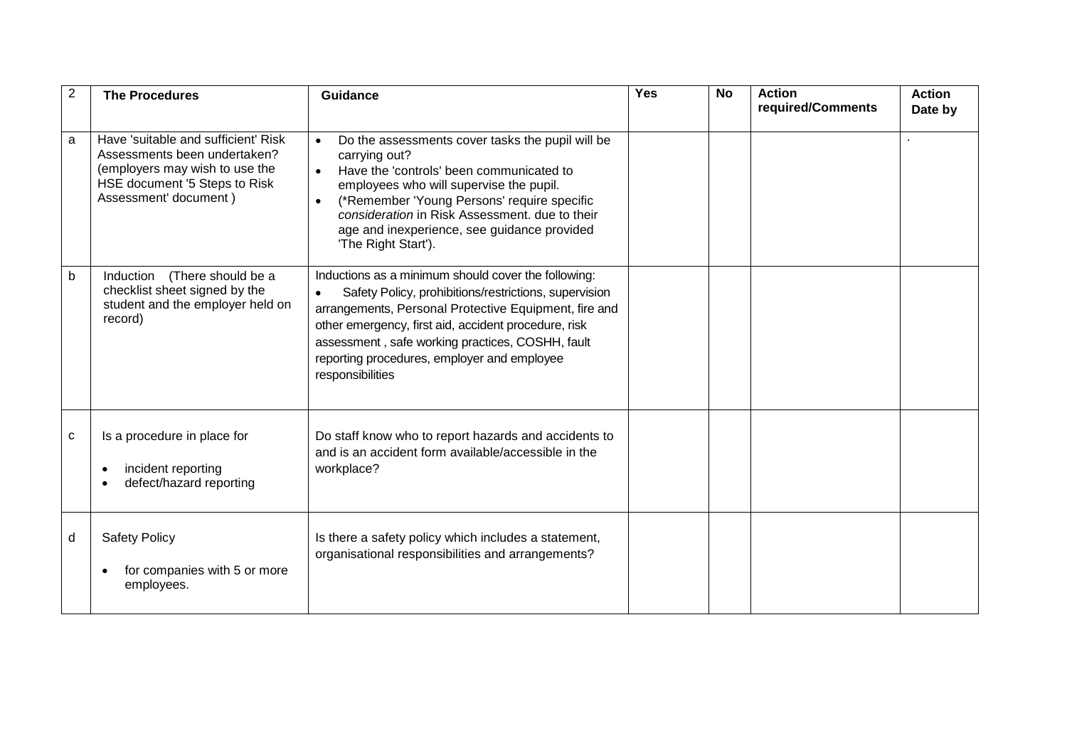| 2 | The Procedures | Guidance | Yes | No | Action required/Comments | Action Date by |
|---|---|---|---|---|---|---|
| a | Have 'suitable and sufficient' Risk Assessments been undertaken? (employers may wish to use the HSE document '5 Steps to Risk Assessment' document ) | • Do the assessments cover tasks the pupil will be carrying out?<br>• Have the 'controls' been communicated to employees who will supervise the pupil.<br>• (*Remember 'Young Persons' require specific *consideration* in Risk Assessment. due to their age and inexperience, see guidance provided 'The Right Start'). | | | | . |
| b | Induction (There should be a checklist sheet signed by the student and the employer held on record) | Inductions as a minimum should cover the following:<br>• Safety Policy, prohibitions/restrictions, supervision arrangements, Personal Protective Equipment, fire and other emergency, first aid, accident procedure, risk assessment , safe working practices, COSHH, fault reporting procedures, employer and employee responsibilities | | | | |
| c | Is a procedure in place for<br>• incident reporting<br>• defect/hazard reporting | Do staff know who to report hazards and accidents to and is an accident form available/accessible in the workplace? | | | | |
| d | Safety Policy<br>• for companies with 5 or more employees. | Is there a safety policy which includes a statement, organisational responsibilities and arrangements? | | | | |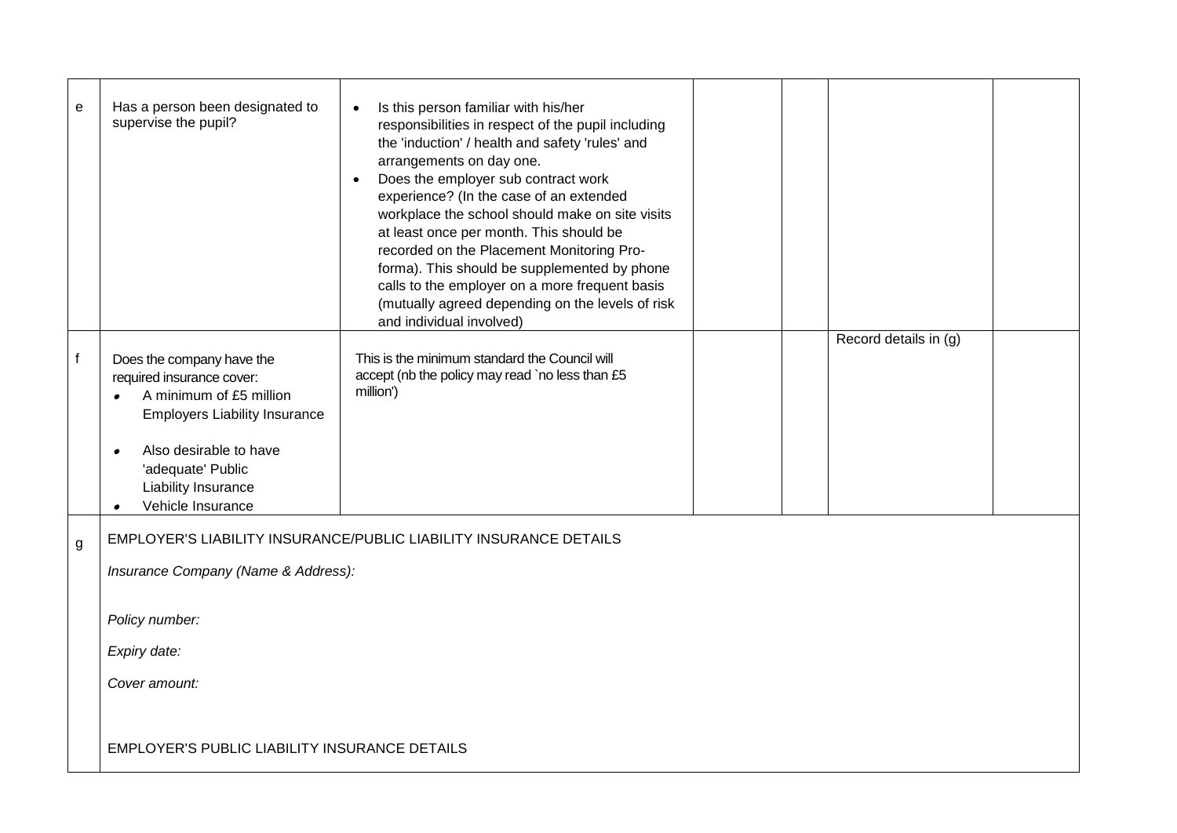| | | | | | | |
|---|---|---|---|---|---|---|
| e | Has a person been designated to supervise the pupil? | • Is this person familiar with his/her responsibilities in respect of the pupil including the 'induction' / health and safety 'rules' and arrangements on day one.<br>• Does the employer sub contract work experience? (In the case of an extended workplace the school should make on site visits at least once per month. This should be recorded on the Placement Monitoring Pro-forma). This should be supplemented by phone calls to the employer on a more frequent basis (mutually agreed depending on the levels of risk and individual involved) | | | | |
| f | Does the company have the required insurance cover:<br>• A minimum of £5 million Employers Liability Insurance<br>• Also desirable to have 'adequate' Public Liability Insurance<br>• Vehicle Insurance | This is the minimum standard the Council will accept (nb the policy may read `no less than £5 million') | | | Record details in (g) | |
| g | EMPLOYER'S LIABILITY INSURANCE/PUBLIC LIABILITY INSURANCE DETAILS<br><br>*Insurance Company (Name & Address):*<br><br>*Policy number:*<br><br>*Expiry date:*<br><br>*Cover amount:*<br><br>EMPLOYER'S PUBLIC LIABILITY INSURANCE DETAILS | | | | | |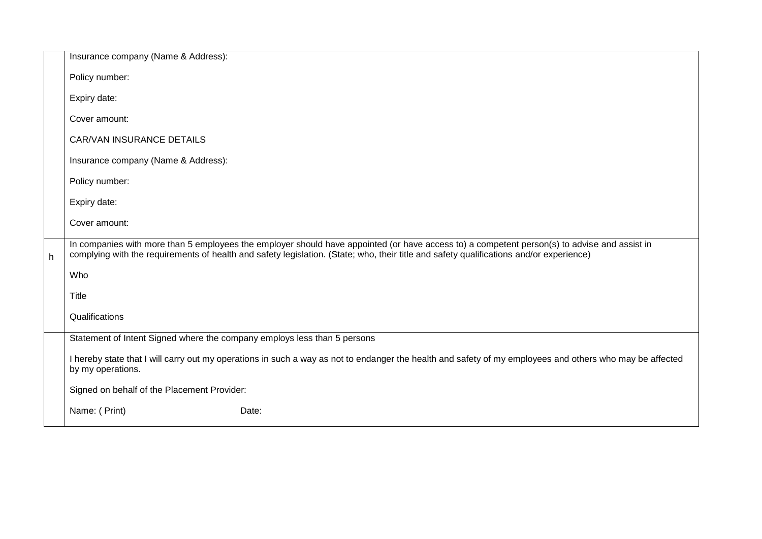| | |
|---|---|
| | Insurance company (Name & Address):<br><br>Policy number:<br><br>Expiry date:<br><br>Cover amount:<br><br>CAR/VAN INSURANCE DETAILS<br><br>Insurance company (Name & Address):<br><br>Policy number:<br><br>Expiry date:<br><br>Cover amount: |
| h | In companies with more than 5 employees the employer should have appointed (or have access to) a competent person(s) to advise and assist in complying with the requirements of health and safety legislation. (State; who, their title and safety qualifications and/or experience)<br><br>Who<br><br>Title<br><br>Qualifications |
| | Statement of Intent Signed where the company employs less than 5 persons<br><br>I hereby state that I will carry out my operations in such a way as not to endanger the health and safety of my employees and others who may be affected by my operations.<br><br>Signed on behalf of the Placement Provider:<br><br>Name: ( Print) Date: |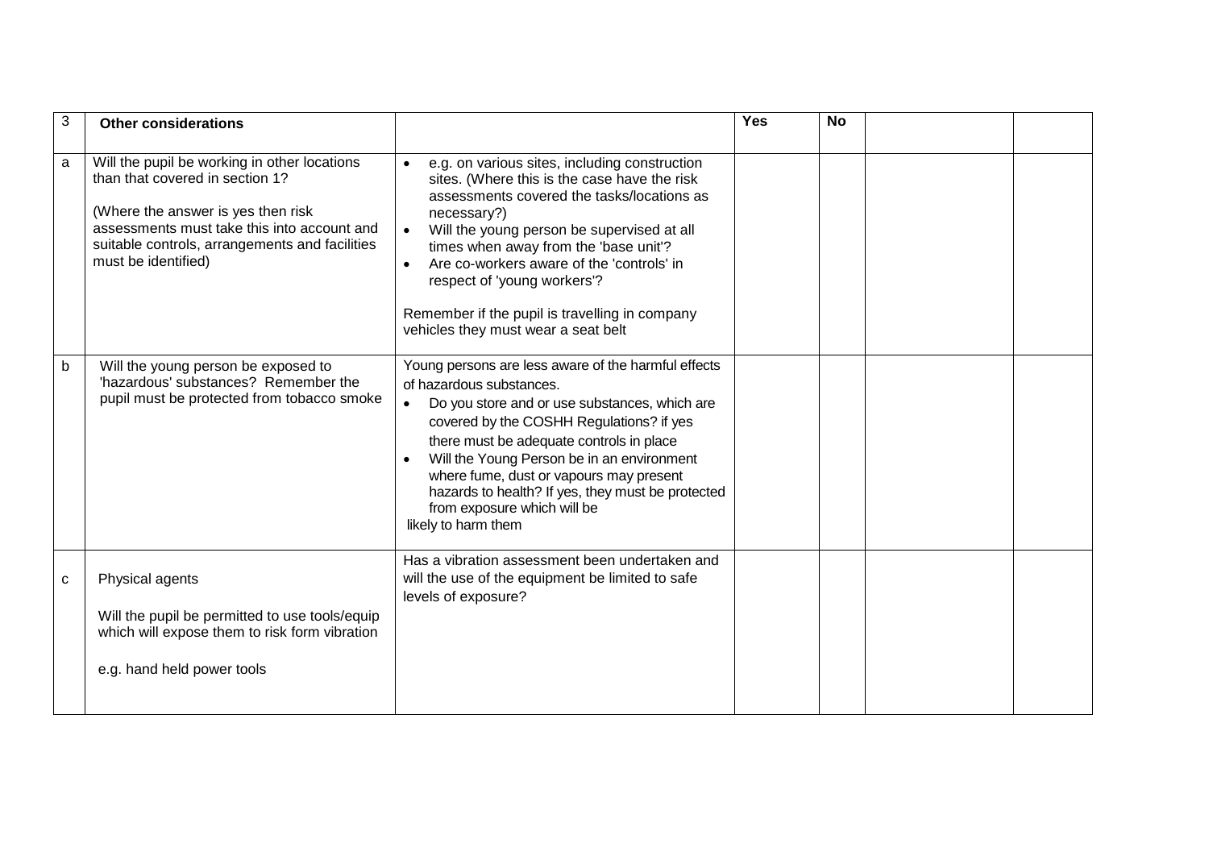| 3 | **Other considerations** | | **Yes** | **No** | | |
|---|---|---|---|---|---|---|
| a | Will the pupil be working in other locations than that covered in section 1?<br><br>(Where the answer is yes then risk assessments must take this into account and suitable controls, arrangements and facilities must be identified) | • e.g. on various sites, including construction sites. (Where this is the case have the risk assessments covered the tasks/locations as necessary?)<br>• Will the young person be supervised at all times when away from the 'base unit'?<br>• Are co-workers aware of the 'controls' in respect of 'young workers'?<br><br>Remember if the pupil is travelling in company vehicles they must wear a seat belt | | | | |
| b | Will the young person be exposed to 'hazardous' substances? Remember the pupil must be protected from tobacco smoke | Young persons are less aware of the harmful effects of hazardous substances.<br>• Do you store and or use substances, which are covered by the COSHH Regulations? if yes there must be adequate controls in place<br>• Will the Young Person be in an environment where fume, dust or vapours may present hazards to health? If yes, they must be protected from exposure which will be likely to harm them | | | | |
| c | Physical agents<br><br>Will the pupil be permitted to use tools/equip which will expose them to risk form vibration<br><br>e.g. hand held power tools | Has a vibration assessment been undertaken and will the use of the equipment be limited to safe levels of exposure? | | | | |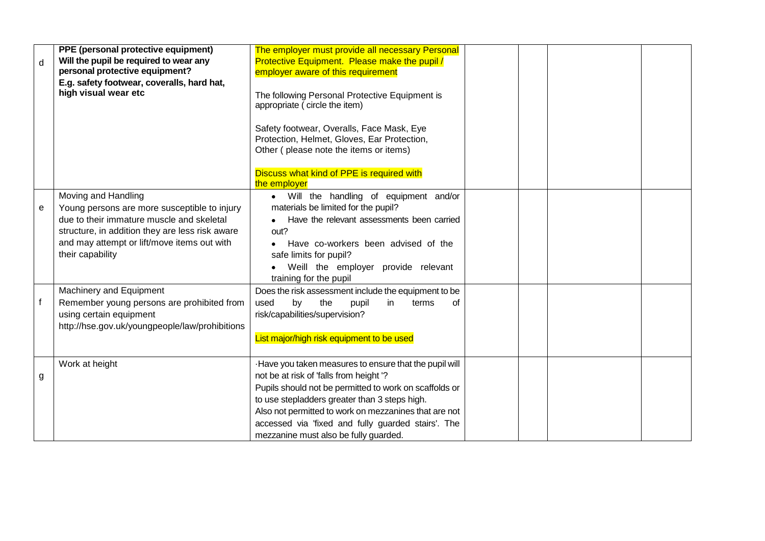| | | | | | | |
|---|---|---|---|---|---|---|
| d | **PPE (personal protective equipment)**<br>**Will the pupil be required to wear any personal protective equipment?**<br>**E.g. safety footwear, coveralls, hard hat, high visual wear etc** | The employer must provide all necessary Personal Protective Equipment. Please make the pupil / employer aware of this requirement<br><br>The following Personal Protective Equipment is appropriate ( circle the item)<br><br>Safety footwear, Overalls, Face Mask, Eye Protection, Helmet, Gloves, Ear Protection, Other ( please note the items or items)<br><br>Discuss what kind of PPE is required with the employer | | | | |
| e | Moving and Handling<br>Young persons are more susceptible to injury due to their immature muscle and skeletal structure, in addition they are less risk aware and may attempt or lift/move items out with their capability | • Will the handling of equipment and/or materials be limited for the pupil?<br>• Have the relevant assessments been carried out?<br>• Have co-workers been advised of the safe limits for pupil?<br>• Weill the employer provide relevant training for the pupil | | | | |
| f | Machinery and Equipment<br>Remember young persons are prohibited from using certain equipment<br>http://hse.gov.uk/youngpeople/law/prohibitions | Does the risk assessment include the equipment to be used by the pupil in terms of risk/capabilities/supervision?<br><br>List major/high risk equipment to be used | | | | |
| g | Work at height | ·Have you taken measures to ensure that the pupil will not be at risk of 'falls from height '?<br>Pupils should not be permitted to work on scaffolds or to use stepladders greater than 3 steps high.<br>Also not permitted to work on mezzanines that are not accessed via 'fixed and fully guarded stairs'. The mezzanine must also be fully guarded. | | | | |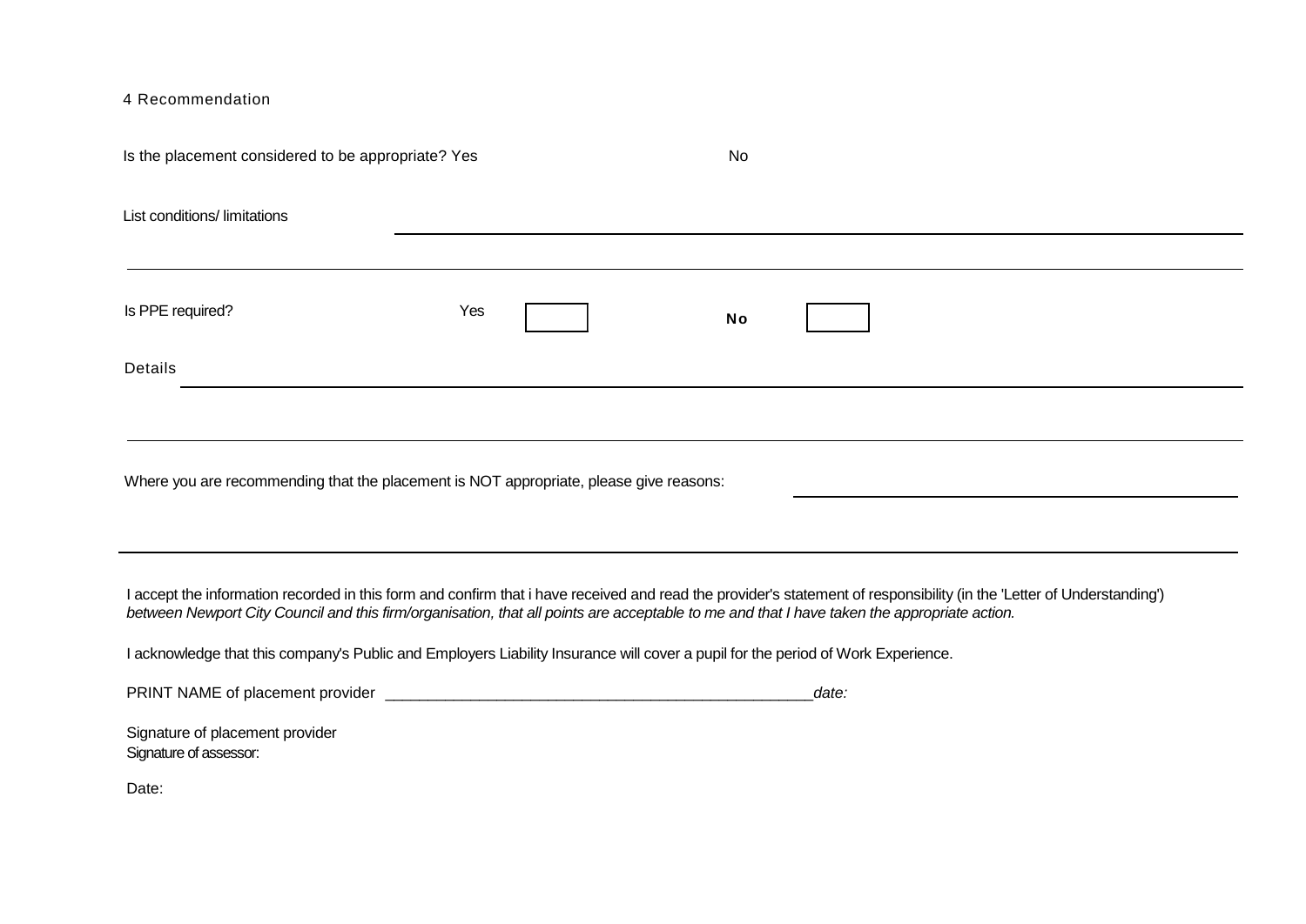## 4 Recommendation

Is the placement considered to be appropriate? Yes No

List conditions/ limitations

Is PPE required? Yes ☐ **No** ☐

Details

Where you are recommending that the placement is NOT appropriate, please give reasons:

I accept the information recorded in this form and confirm that i have received and read the provider's statement of responsibility (in the 'Letter of Understanding') *between Newport City Council and this firm/organisation, that all points are acceptable to me and that I have taken the appropriate action.*

I acknowledge that this company's Public and Employers Liability Insurance will cover a pupil for the period of Work Experience.

PRINT NAME of placement provider __________________________________________________ *date:*

Signature of placement provider

Signature of assessor:

Date: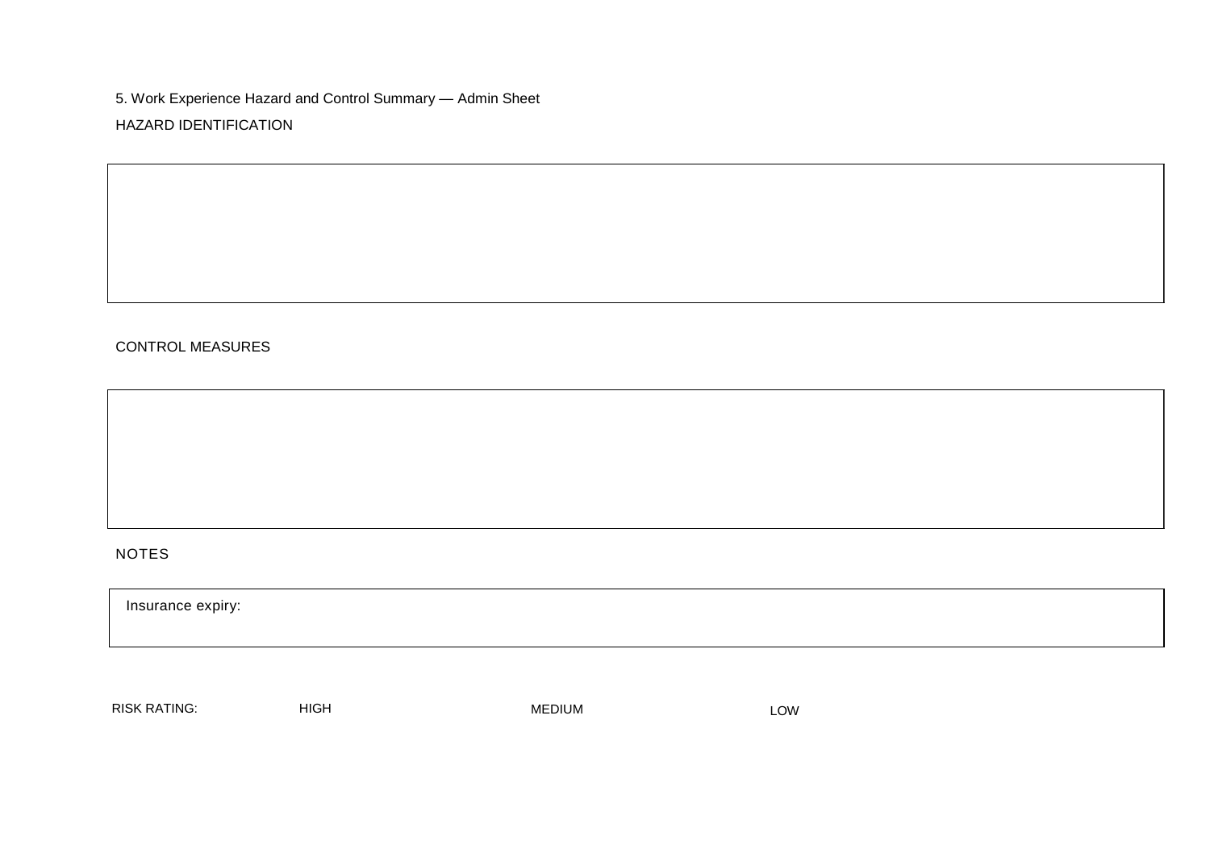5. Work Experience Hazard and Control Summary — Admin Sheet

HAZARD IDENTIFICATION

CONTROL MEASURES

NOTES

Insurance expiry:

RISK RATING: HIGH MEDIUM LOW